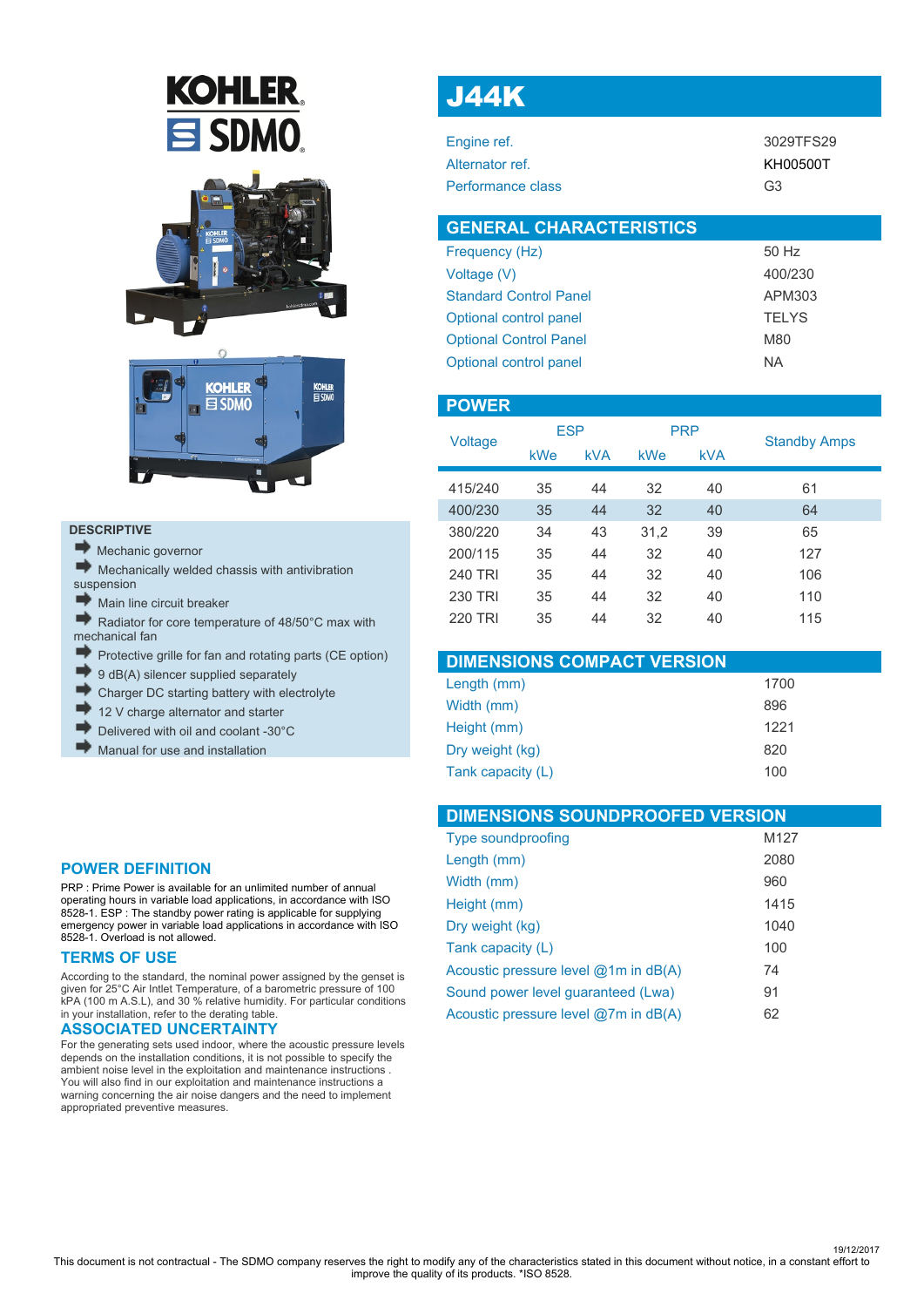# J44K

| | |
|---|---|
| Engine ref. | 3029TFS29 |
| Alternator ref. | KH00500T |
| Performance class | G3 |

## GENERAL CHARACTERISTICS

| | |
|---|---|
| Frequency (Hz) | 50 Hz |
| Voltage (V) | 400/230 |
| Standard Control Panel | APM303 |
| Optional control panel | TELYS |
| Optional Control Panel | M80 |
| Optional control panel | NA |

## POWER

| Voltage | ESP | | PRP | | Standby Amps |
|---|---|---|---|---|---|
| | kWe | kVA | kWe | kVA | |
| 415/240 | 35 | 44 | 32 | 40 | 61 |
| 400/230 | 35 | 44 | 32 | 40 | 64 |
| 380/220 | 34 | 43 | 31,2 | 39 | 65 |
| 200/115 | 35 | 44 | 32 | 40 | 127 |
| 240 TRI | 35 | 44 | 32 | 40 | 106 |
| 230 TRI | 35 | 44 | 32 | 40 | 110 |
| 220 TRI | 35 | 44 | 32 | 40 | 115 |

## DIMENSIONS COMPACT VERSION

| | |
|---|---|
| Length (mm) | 1700 |
| Width (mm) | 896 |
| Height (mm) | 1221 |
| Dry weight (kg) | 820 |
| Tank capacity (L) | 100 |

## DIMENSIONS SOUNDPROOFED VERSION

| | |
|---|---|
| Type soundproofing | M127 |
| Length (mm) | 2080 |
| Width (mm) | 960 |
| Height (mm) | 1415 |
| Dry weight (kg) | 1040 |
| Tank capacity (L) | 100 |
| Acoustic pressure level @1m in dB(A) | 74 |
| Sound power level guaranteed (Lwa) | 91 |
| Acoustic pressure level @7m in dB(A) | 62 |

### DESCRIPTIVE

- Mechanic governor
- Mechanically welded chassis with antivibration suspension
- Main line circuit breaker
- Radiator for core temperature of 48/50°C max with mechanical fan
- Protective grille for fan and rotating parts (CE option)
- 9 dB(A) silencer supplied separately
- Charger DC starting battery with electrolyte
- 12 V charge alternator and starter
- Delivered with oil and coolant -30°C
- Manual for use and installation

## POWER DEFINITION

PRP : Prime Power is available for an unlimited number of annual operating hours in variable load applications, in accordance with ISO 8528-1. ESP : The standby power rating is applicable for supplying emergency power in variable load applications in accordance with ISO 8528-1. Overload is not allowed.

## TERMS OF USE

According to the standard, the nominal power assigned by the genset is given for 25°C Air Intlet Temperature, of a barometric pressure of 100 kPA (100 m A.S.L), and 30 % relative humidity. For particular conditions in your installation, refer to the derating table.

## ASSOCIATED UNCERTAINTY

For the generating sets used indoor, where the acoustic pressure levels depends on the installation conditions, it is not possible to specify the ambient noise level in the exploitation and maintenance instructions . You will also find in our exploitation and maintenance instructions a warning concerning the air noise dangers and the need to implement appropriated preventive measures.

19/12/2017

This document is not contractual - The SDMO company reserves the right to modify any of the characteristics stated in this document without notice, in a constant effort to improve the quality of its products. *ISO 8528.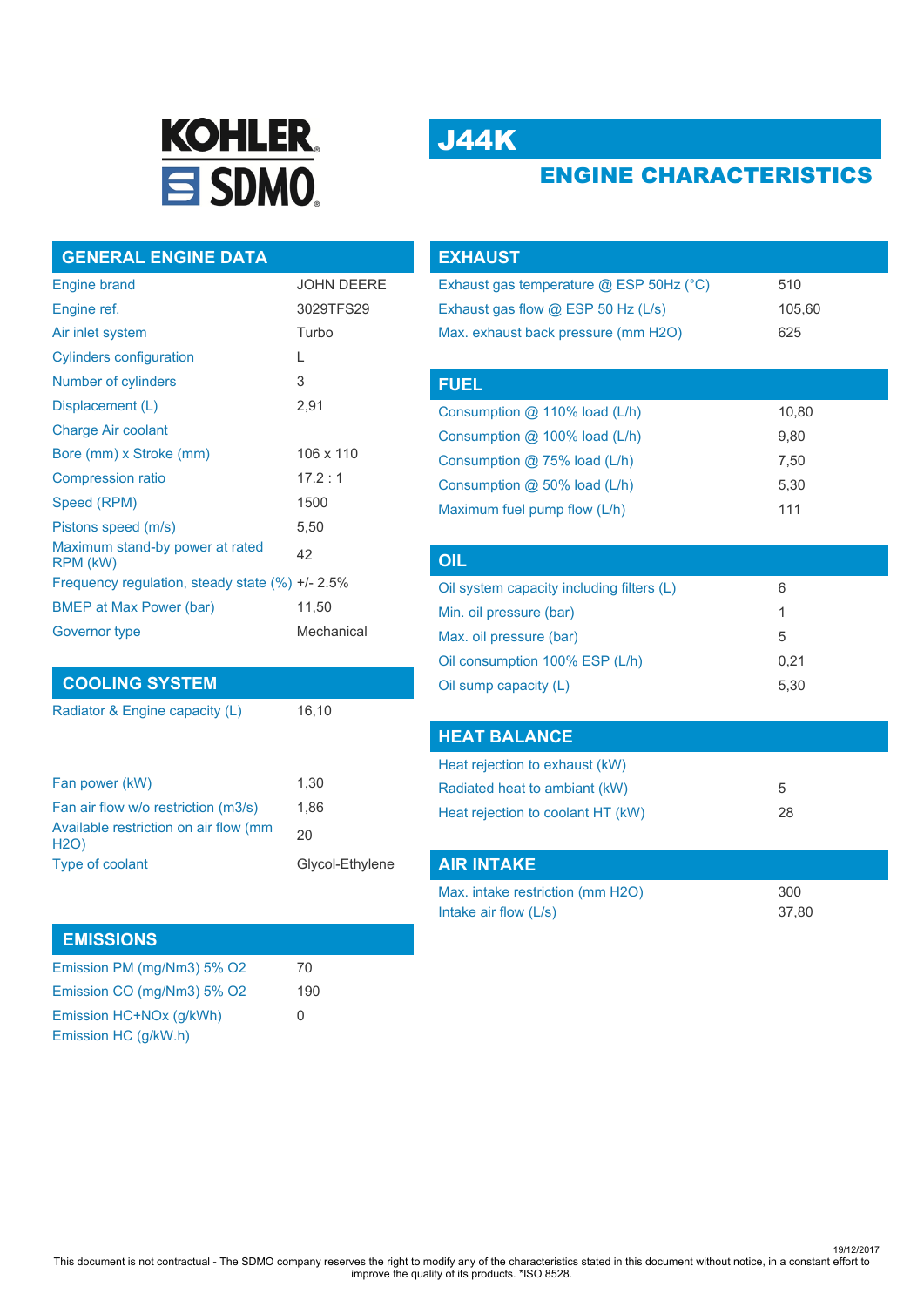KOHLER SDMO

# J44K

## ENGINE CHARACTERISTICS

### GENERAL ENGINE DATA

| | |
|---|---|
| Engine brand | JOHN DEERE |
| Engine ref. | 3029TFS29 |
| Air inlet system | Turbo |
| Cylinders configuration | L |
| Number of cylinders | 3 |
| Displacement (L) | 2,91 |
| Charge Air coolant | |
| Bore (mm) x Stroke (mm) | 106 x 110 |
| Compression ratio | 17.2 : 1 |
| Speed (RPM) | 1500 |
| Pistons speed (m/s) | 5,50 |
| Maximum stand-by power at rated RPM (kW) | 42 |
| Frequency regulation, steady state (%) | +/- 2.5% |
| BMEP at Max Power (bar) | 11,50 |
| Governor type | Mechanical |

### COOLING SYSTEM

| | |
|---|---|
| Radiator & Engine capacity (L) | 16,10 |
| Fan power (kW) | 1,30 |
| Fan air flow w/o restriction (m3/s) | 1,86 |
| Available restriction on air flow (mm H2O) | 20 |
| Type of coolant | Glycol-Ethylene |

### EMISSIONS

| | |
|---|---|
| Emission PM (mg/Nm3) 5% O2 | 70 |
| Emission CO (mg/Nm3) 5% O2 | 190 |
| Emission HC+NOx (g/kWh) | 0 |
| Emission HC (g/kW.h) | |

### EXHAUST

| | |
|---|---|
| Exhaust gas temperature @ ESP 50Hz (°C) | 510 |
| Exhaust gas flow @ ESP 50 Hz (L/s) | 105,60 |
| Max. exhaust back pressure (mm H2O) | 625 |

### FUEL

| | |
|---|---|
| Consumption @ 110% load (L/h) | 10,80 |
| Consumption @ 100% load (L/h) | 9,80 |
| Consumption @ 75% load (L/h) | 7,50 |
| Consumption @ 50% load (L/h) | 5,30 |
| Maximum fuel pump flow (L/h) | 111 |

### OIL

| | |
|---|---|
| Oil system capacity including filters (L) | 6 |
| Min. oil pressure (bar) | 1 |
| Max. oil pressure (bar) | 5 |
| Oil consumption 100% ESP (L/h) | 0,21 |
| Oil sump capacity (L) | 5,30 |

### HEAT BALANCE

| | |
|---|---|
| Heat rejection to exhaust (kW) | |
| Radiated heat to ambiant (kW) | 5 |
| Heat rejection to coolant HT (kW) | 28 |

### AIR INTAKE

| | |
|---|---|
| Max. intake restriction (mm H2O) | 300 |
| Intake air flow (L/s) | 37,80 |

19/12/2017

This document is not contractual - The SDMO company reserves the right to modify any of the characteristics stated in this document without notice, in a constant effort to improve the quality of its products. *ISO 8528.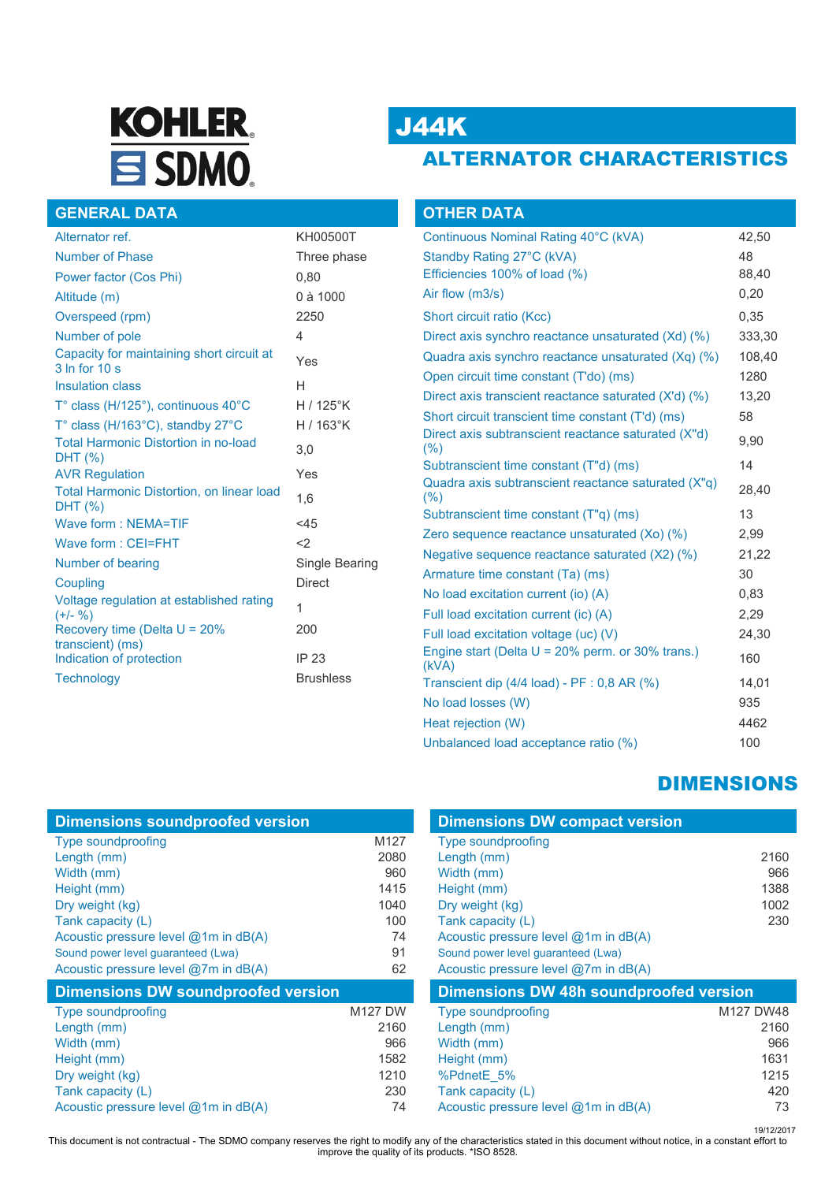KOHLER SDMO

# J44K

## ALTERNATOR CHARACTERISTICS

### GENERAL DATA

| | |
|---|---|
| Alternator ref. | KH00500T |
| Number of Phase | Three phase |
| Power factor (Cos Phi) | 0,80 |
| Altitude (m) | 0 à 1000 |
| Overspeed (rpm) | 2250 |
| Number of pole | 4 |
| Capacity for maintaining short circuit at 3 In for 10 s | Yes |
| Insulation class | H |
| T° class (H/125°), continuous 40°C | H / 125°K |
| T° class (H/163°C), standby 27°C | H / 163°K |
| Total Harmonic Distortion in no-load DHT (%) | 3,0 |
| AVR Regulation | Yes |
| Total Harmonic Distortion, on linear load DHT (%) | 1,6 |
| Wave form : NEMA=TIF | <45 |
| Wave form : CEI=FHT | <2 |
| Number of bearing | Single Bearing |
| Coupling | Direct |
| Voltage regulation at established rating (+/- %) | 1 |
| Recovery time (Delta U = 20% transcient) (ms) | 200 |
| Indication of protection | IP 23 |
| Technology | Brushless |

### OTHER DATA

| | |
|---|---|
| Continuous Nominal Rating 40°C (kVA) | 42,50 |
| Standby Rating 27°C (kVA) | 48 |
| Efficiencies 100% of load (%) | 88,40 |
| Air flow (m3/s) | 0,20 |
| Short circuit ratio (Kcc) | 0,35 |
| Direct axis synchro reactance unsaturated (Xd) (%) | 333,30 |
| Quadra axis synchro reactance unsaturated (Xq) (%) | 108,40 |
| Open circuit time constant (T'do) (ms) | 1280 |
| Direct axis transcient reactance saturated (X'd) (%) | 13,20 |
| Short circuit transcient time constant (T'd) (ms) | 58 |
| Direct axis subtranscient reactance saturated (X"d) (%) | 9,90 |
| Subtranscient time constant (T"d) (ms) | 14 |
| Quadra axis subtranscient reactance saturated (X"q) (%) | 28,40 |
| Subtranscient time constant (T"q) (ms) | 13 |
| Zero sequence reactance unsaturated (Xo) (%) | 2,99 |
| Negative sequence reactance saturated (X2) (%) | 21,22 |
| Armature time constant (Ta) (ms) | 30 |
| No load excitation current (io) (A) | 0,83 |
| Full load excitation current (ic) (A) | 2,29 |
| Full load excitation voltage (uc) (V) | 24,30 |
| Engine start (Delta U = 20% perm. or 30% trans.) (kVA) | 160 |
| Transcient dip (4/4 load) - PF : 0,8 AR (%) | 14,01 |
| No load losses (W) | 935 |
| Heat rejection (W) | 4462 |
| Unbalanced load acceptance ratio (%) | 100 |

## DIMENSIONS

### Dimensions soundproofed version

| | |
|---|---|
| Type soundproofing | M127 |
| Length (mm) | 2080 |
| Width (mm) | 960 |
| Height (mm) | 1415 |
| Dry weight (kg) | 1040 |
| Tank capacity (L) | 100 |
| Acoustic pressure level @1m in dB(A) | 74 |
| Sound power level guaranteed (Lwa) | 91 |
| Acoustic pressure level @7m in dB(A) | 62 |

### Dimensions DW soundproofed version

| | |
|---|---|
| Type soundproofing | M127 DW |
| Length (mm) | 2160 |
| Width (mm) | 966 |
| Height (mm) | 1582 |
| Dry weight (kg) | 1210 |
| Tank capacity (L) | 230 |
| Acoustic pressure level @1m in dB(A) | 74 |

### Dimensions DW compact version

| | |
|---|---|
| Type soundproofing | |
| Length (mm) | 2160 |
| Width (mm) | 966 |
| Height (mm) | 1388 |
| Dry weight (kg) | 1002 |
| Tank capacity (L) | 230 |
| Acoustic pressure level @1m in dB(A) | |
| Sound power level guaranteed (Lwa) | |
| Acoustic pressure level @7m in dB(A) | |

### Dimensions DW 48h soundproofed version

| | |
|---|---|
| Type soundproofing | M127 DW48 |
| Length (mm) | 2160 |
| Width (mm) | 966 |
| Height (mm) | 1631 |
| %PdnetE_5% | 1215 |
| Tank capacity (L) | 420 |
| Acoustic pressure level @1m in dB(A) | 73 |

19/12/2017

This document is not contractual - The SDMO company reserves the right to modify any of the characteristics stated in this document without notice, in a constant effort to improve the quality of its products. *ISO 8528.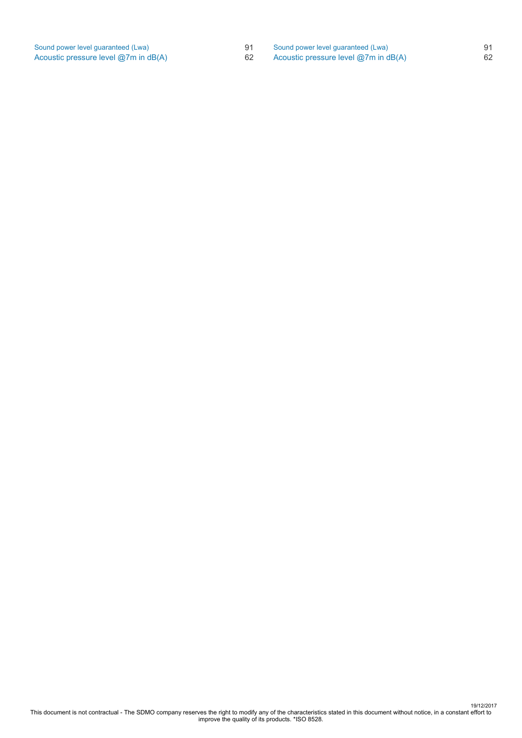| | | | |
|---|---|---|---|
| Sound power level guaranteed (Lwa) | 91 | Sound power level guaranteed (Lwa) | 91 |
| Acoustic pressure level @7m in dB(A) | 62 | Acoustic pressure level @7m in dB(A) | 62 |

19/12/2017

This document is not contractual - The SDMO company reserves the right to modify any of the characteristics stated in this document without notice, in a constant effort to improve the quality of its products. *ISO 8528.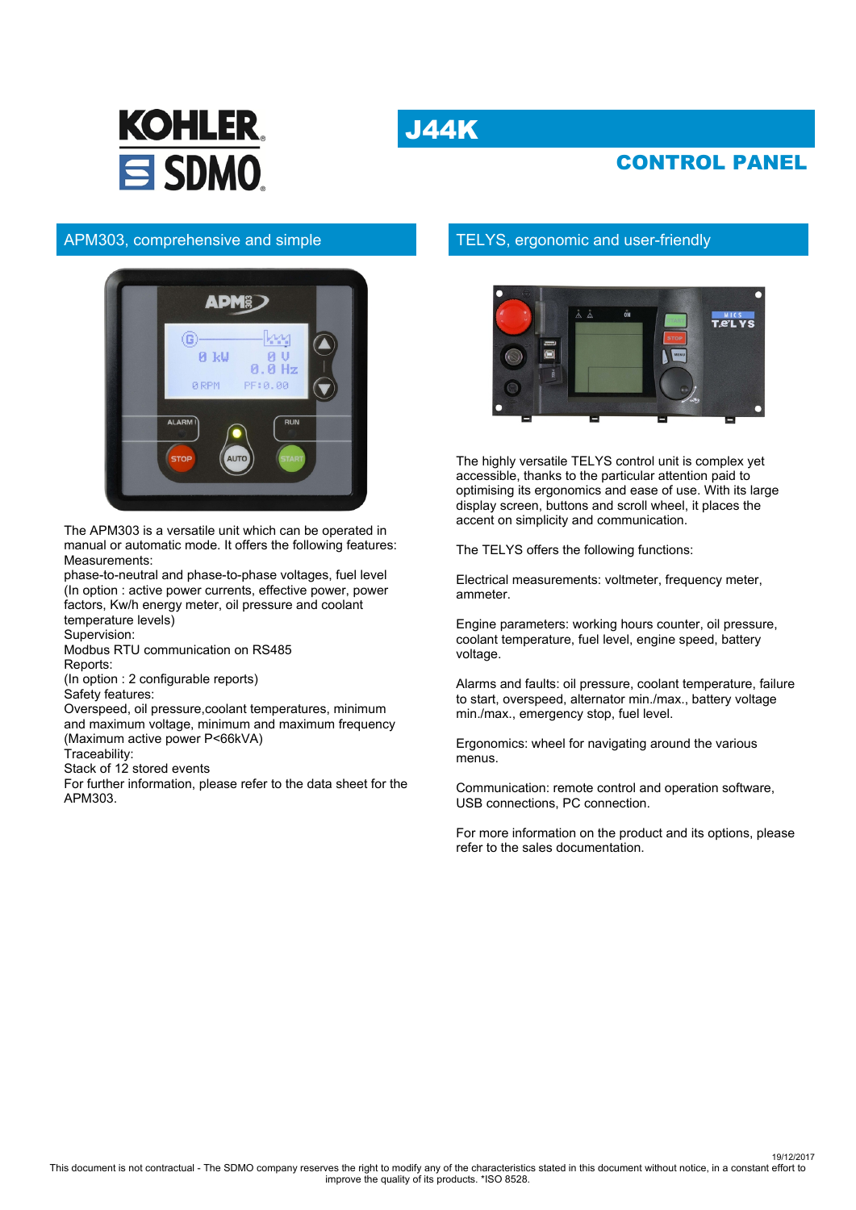KOHLER SDMO

# J44K

## CONTROL PANEL

### APM303, comprehensive and simple

The APM303 is a versatile unit which can be operated in manual or automatic mode. It offers the following features:
Measurements:
phase-to-neutral and phase-to-phase voltages, fuel level
(In option : active power currents, effective power, power factors, Kw/h energy meter, oil pressure and coolant temperature levels)
Supervision:
Modbus RTU communication on RS485
Reports:
(In option : 2 configurable reports)
Safety features:
Overspeed, oil pressure,coolant temperatures, minimum and maximum voltage, minimum and maximum frequency
(Maximum active power P<66kVA)
Traceability:
Stack of 12 stored events
For further information, please refer to the data sheet for the APM303.

### TELYS, ergonomic and user-friendly

The highly versatile TELYS control unit is complex yet accessible, thanks to the particular attention paid to optimising its ergonomics and ease of use. With its large display screen, buttons and scroll wheel, it places the accent on simplicity and communication.

The TELYS offers the following functions:

Electrical measurements: voltmeter, frequency meter, ammeter.

Engine parameters: working hours counter, oil pressure, coolant temperature, fuel level, engine speed, battery voltage.

Alarms and faults: oil pressure, coolant temperature, failure to start, overspeed, alternator min./max., battery voltage min./max., emergency stop, fuel level.

Ergonomics: wheel for navigating around the various menus.

Communication: remote control and operation software, USB connections, PC connection.

For more information on the product and its options, please refer to the sales documentation.

19/12/2017
This document is not contractual - The SDMO company reserves the right to modify any of the characteristics stated in this document without notice, in a constant effort to improve the quality of its products. *ISO 8528.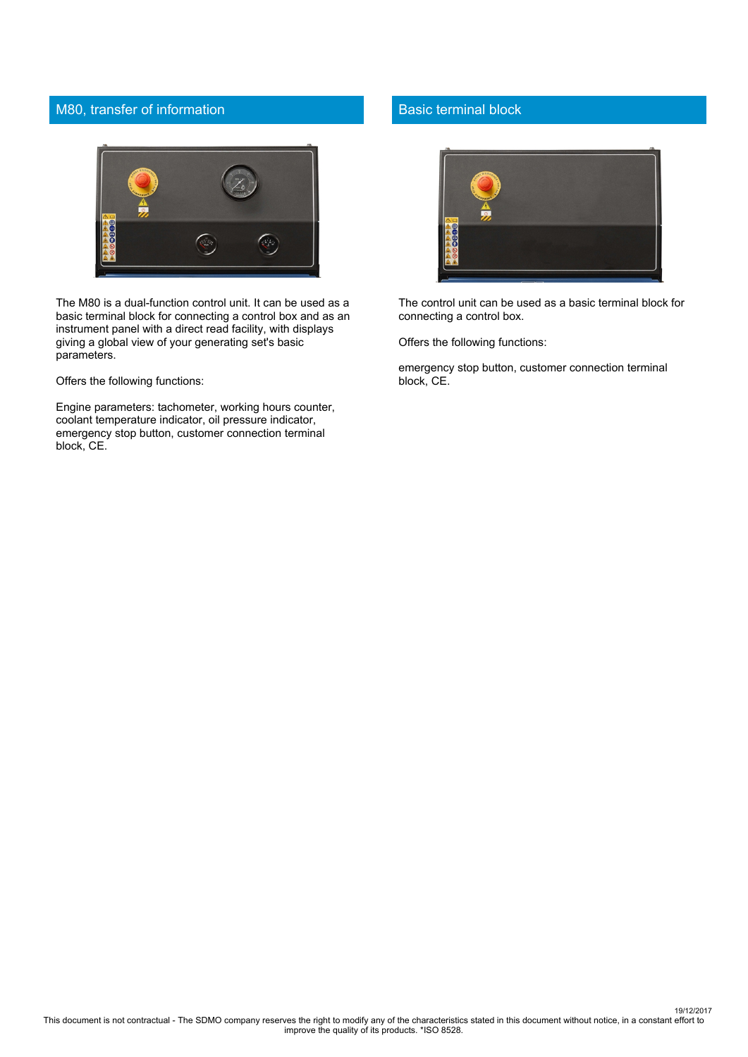## M80, transfer of information

The M80 is a dual-function control unit. It can be used as a basic terminal block for connecting a control box and as an instrument panel with a direct read facility, with displays giving a global view of your generating set's basic parameters.

Offers the following functions:

Engine parameters: tachometer, working hours counter, coolant temperature indicator, oil pressure indicator, emergency stop button, customer connection terminal block, CE.

## Basic terminal block

The control unit can be used as a basic terminal block for connecting a control box.

Offers the following functions:

emergency stop button, customer connection terminal block, CE.

19/12/2017

This document is not contractual - The SDMO company reserves the right to modify any of the characteristics stated in this document without notice, in a constant effort to improve the quality of its products. *ISO 8528.